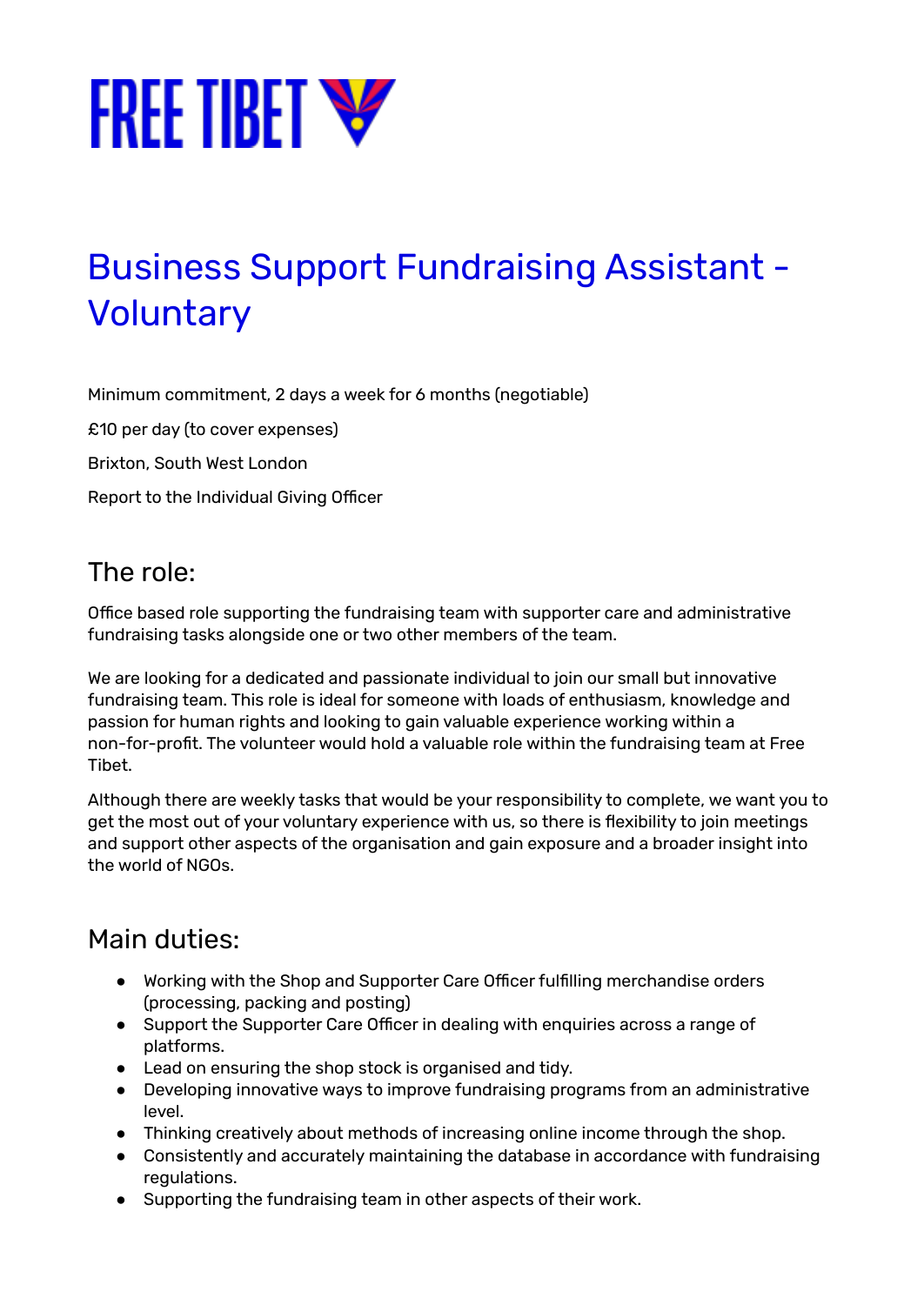FREE TIBET

# Business Support Fundraising Assistant - Voluntary

Minimum commitment, 2 days a week for 6 months (negotiable)

£10 per day (to cover expenses)

Brixton, South West London

Report to the Individual Giving Officer

## The role:

Office based role supporting the fundraising team with supporter care and administrative fundraising tasks alongside one or two other members of the team.

We are looking for a dedicated and passionate individual to join our small but innovative fundraising team. This role is ideal for someone with loads of enthusiasm, knowledge and passion for human rights and looking to gain valuable experience working within a non-for-profit. The volunteer would hold a valuable role within the fundraising team at Free Tibet.

Although there are weekly tasks that would be your responsibility to complete, we want you to get the most out of your voluntary experience with us, so there is flexibility to join meetings and support other aspects of the organisation and gain exposure and a broader insight into the world of NGOs.

## Main duties:

- Working with the Shop and Supporter Care Officer fulfilling merchandise orders (processing, packing and posting)
- Support the Supporter Care Officer in dealing with enquiries across a range of platforms.
- Lead on ensuring the shop stock is organised and tidy.
- Developing innovative ways to improve fundraising programs from an administrative level.
- Thinking creatively about methods of increasing online income through the shop.
- Consistently and accurately maintaining the database in accordance with fundraising regulations.
- Supporting the fundraising team in other aspects of their work.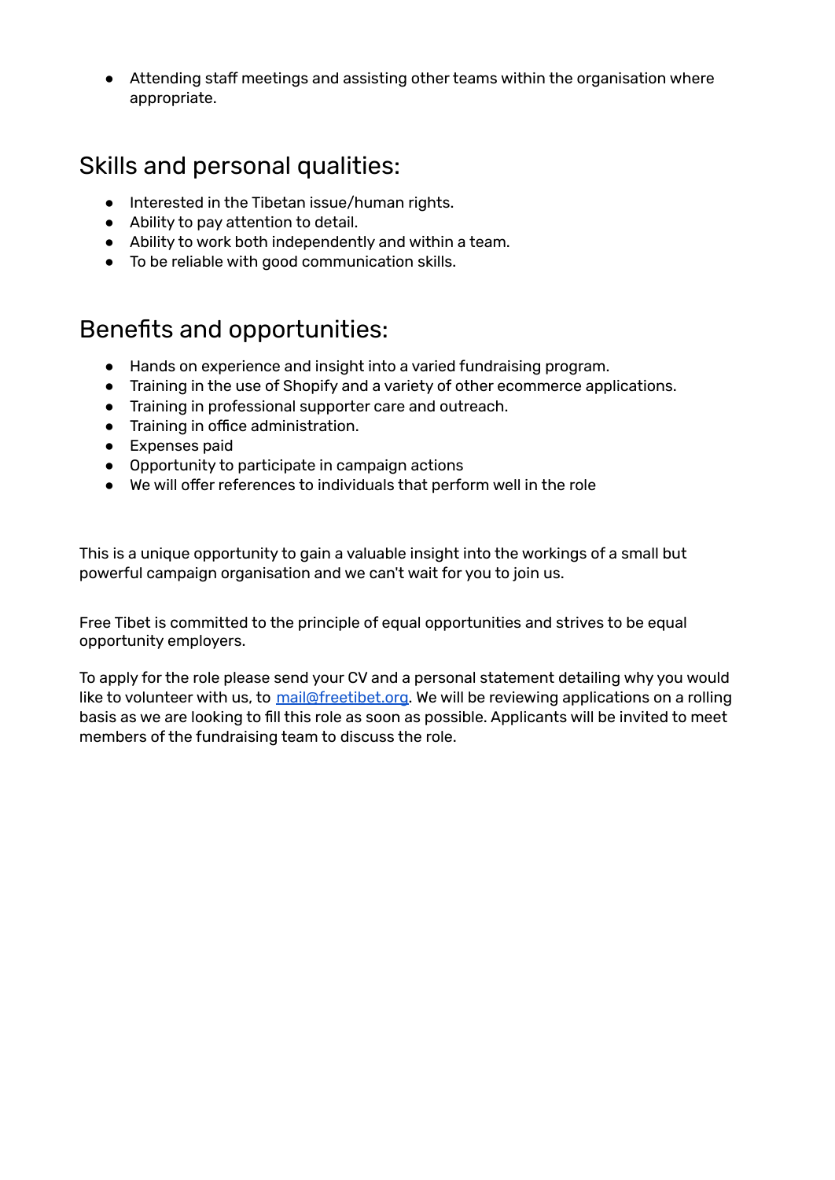- Attending staff meetings and assisting other teams within the organisation where appropriate.

## Skills and personal qualities:

- Interested in the Tibetan issue/human rights.
- Ability to pay attention to detail.
- Ability to work both independently and within a team.
- To be reliable with good communication skills.

## Benefits and opportunities:

- Hands on experience and insight into a varied fundraising program.
- Training in the use of Shopify and a variety of other ecommerce applications.
- Training in professional supporter care and outreach.
- Training in office administration.
- Expenses paid
- Opportunity to participate in campaign actions
- We will offer references to individuals that perform well in the role

This is a unique opportunity to gain a valuable insight into the workings of a small but powerful campaign organisation and we can't wait for you to join us.

Free Tibet is committed to the principle of equal opportunities and strives to be equal opportunity employers.

To apply for the role please send your CV and a personal statement detailing why you would like to volunteer with us, to [mail@freetibet.org](mailto:mail@freetibet.org). We will be reviewing applications on a rolling basis as we are looking to fill this role as soon as possible. Applicants will be invited to meet members of the fundraising team to discuss the role.